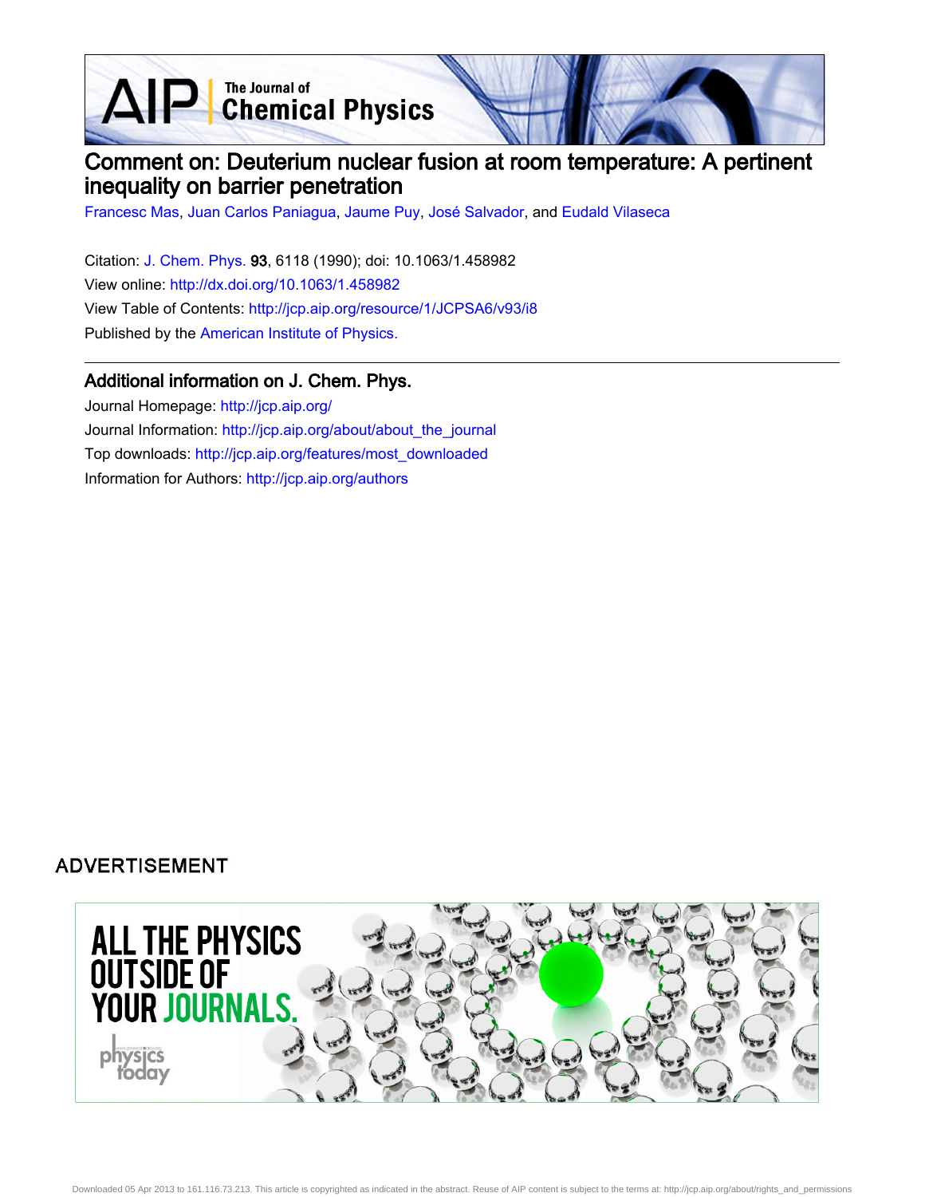# Comment on: Deuterium nuclear fusion at room temperature: A pertinent inequality on barrier penetration

Francesc Mas, Juan Carlos Paniagua, Jaume Puy, José Salvador, and Eudald Vilaseca

Citation: J. Chem. Phys. **93**, 6118 (1990); doi: 10.1063/1.458982

View online: http://dx.doi.org/10.1063/1.458982

View Table of Contents: http://jcp.aip.org/resource/1/JCPSA6/v93/i8

Published by the American Institute of Physics.

## Additional information on J. Chem. Phys.

Journal Homepage: http://jcp.aip.org/

Journal Information: http://jcp.aip.org/about/about_the_journal

Top downloads: http://jcp.aip.org/features/most_downloaded

Information for Authors: http://jcp.aip.org/authors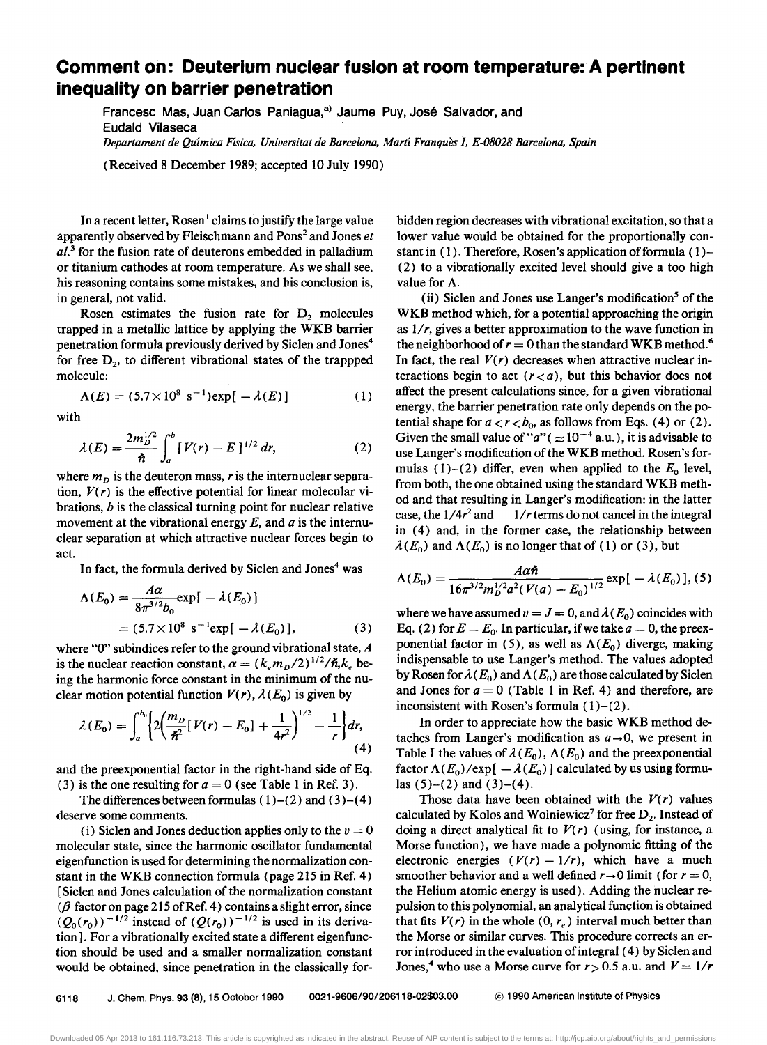# Comment on: Deuterium nuclear fusion at room temperature: A pertinent inequality on barrier penetration

Francesc Mas, Juan Carlos Paniagua,[a)] Jaume Puy, José Salvador, and Eudald Vilaseca

*Departament de Química Física, Universitat de Barcelona, Martí Franquès 1, E-08028 Barcelona, Spain*

(Received 8 December 1989; accepted 10 July 1990)

In a recent letter, Rosen[1] claims to justify the large value apparently observed by Fleischmann and Pons[2] and Jones *et al.*[3] for the fusion rate of deuterons embedded in palladium or titanium cathodes at room temperature. As we shall see, his reasoning contains some mistakes, and his conclusion is, in general, not valid.

Rosen estimates the fusion rate for $D_2$ molecules trapped in a metallic lattice by applying the WKB barrier penetration formula previously derived by Siclen and Jones[4] for free $D_2$, to different vibrational states of the trappped molecule:

$$\Lambda(E) = (5.7\times 10^{8}\ \text{s}^{-1})\exp[-\lambda(E)] \tag{1}$$

with

$$\lambda(E) = \frac{2m_D^{1/2}}{\hbar}\int_a^b [V(r)-E]^{1/2}\,dr, \tag{2}$$

where $m_D$ is the deuteron mass, $r$ is the internuclear separation, $V(r)$ is the effective potential for linear molecular vibrations, $b$ is the classical turning point for nuclear relative movement at the vibrational energy $E$, and $a$ is the internuclear separation at which attractive nuclear forces begin to act.

In fact, the formula derived by Siclen and Jones[4] was

$$\Lambda(E_0) = \frac{A\alpha}{8\pi^{3/2}b_0}\exp[-\lambda(E_0)] = (5.7\times 10^{8}\ \text{s}^{-1}\exp[-\lambda(E_0)], \tag{3}$$

where "0" subindices refer to the ground vibrational state, $A$ is the nuclear reaction constant, $\alpha = (k_e m_D/2)^{1/2}/\hbar, k_e$ being the harmonic force constant in the minimum of the nuclear motion potential function $V(r)$, $\lambda(E_0)$ is given by

$$\lambda(E_0) = \int_a^{b_0}\left\{2\left(\frac{m_D}{\hbar^2}[V(r)-E_0]+\frac{1}{4r^2}\right)^{1/2}-\frac{1}{r}\right\}dr, \tag{4}$$

and the preexponential factor in the right-hand side of Eq. (3) is the one resulting for $a=0$ (see Table 1 in Ref. 3).

The differences between formulas (1)–(2) and (3)–(4) deserve some comments.

(i) Siclen and Jones deduction applies only to the $v=0$ molecular state, since the harmonic oscillator fundamental eigenfunction is used for determining the normalization constant in the WKB connection formula (page 215 in Ref. 4) [Siclen and Jones calculation of the normalization constant ($\beta$ factor on page 215 of Ref. 4) contains a slight error, since $(Q_0(r_0))^{-1/2}$ instead of $(Q(r_0))^{-1/2}$ is used in its derivation]. For a vibrationally excited state a different eigenfunction should be used and a smaller normalization constant would be obtained, since penetration in the classically forbidden region decreases with vibrational excitation, so that a lower value would be obtained for the proportionally constant in (1). Therefore, Rosen's application of formula (1)–(2) to a vibrationally excited level should give a too high value for $\Lambda$.

(ii) Siclen and Jones use Langer's modification[5] of the WKB method which, for a potential approaching the origin as $1/r$, gives a better approximation to the wave function in the neighborhood of $r=0$ than the standard WKB method.[6] In fact, the real $V(r)$ decreases when attractive nuclear interactions begin to act ($r<a$), but this behavior does not affect the present calculations since, for a given vibrational energy, the barrier penetration rate only depends on the potential shape for $a<r<b_0$, as follows from Eqs. (4) or (2). Given the small value of "$a$" ($\approx 10^{-4}$ a.u.), it is advisable to use Langer's modification of the WKB method. Rosen's formulas (1)–(2) differ, even when applied to the $E_0$ level, from both, the one obtained using the standard WKB method and that resulting in Langer's modification: in the latter case, the $1/4r^2$ and $-1/r$ terms do not cancel in the integral in (4) and, in the former case, the relationship between $\lambda(E_0)$ and $\Lambda(E_0)$ is no longer that of (1) or (3), but

$$\Lambda(E_0) = \frac{A\alpha\hbar}{16\pi^{3/2}m_D^{1/2}a^2(V(a)-E_0)^{1/2}}\exp[-\lambda(E_0)], \tag{5}$$

where we have assumed $v=J=0$, and $\lambda(E_0)$ coincides with Eq. (2) for $E=E_0$. In particular, if we take $a=0$, the preexponential factor in (5), as well as $\Lambda(E_0)$ diverge, making indispensable to use Langer's method. The values adopted by Rosen for $\lambda(E_0)$ and $\Lambda(E_0)$ are those calculated by Siclen and Jones for $a=0$ (Table 1 in Ref. 4) and therefore, are inconsistent with Rosen's formula (1)–(2).

In order to appreciate how the basic WKB method detaches from Langer's modification as $a\to 0$, we present in Table I the values of $\lambda(E_0)$, $\Lambda(E_0)$ and the preexponential factor $\Lambda(E_0)/\exp[-\lambda(E_0)]$ calculated by us using formulas (5)–(2) and (3)–(4).

Those data have been obtained with the $V(r)$ values calculated by Kolos and Wolniewicz[7] for free $D_2$. Instead of doing a direct analytical fit to $V(r)$ (using, for instance, a Morse function), we have made a polynomic fitting of the electronic energies ($V(r)-1/r$), which have a much smoother behavior and a well defined $r\to 0$ limit (for $r=0$, the Helium atomic energy is used). Adding the nuclear repulsion to this polynomial, an analytical function is obtained that fits $V(r)$ in the whole $(0, r_e)$ interval much better than the Morse or similar curves. This procedure corrects an error introduced in the evaluation of integral (4) by Siclen and Jones,[4] who use a Morse curve for $r>0.5$ a.u. and $V=1/r$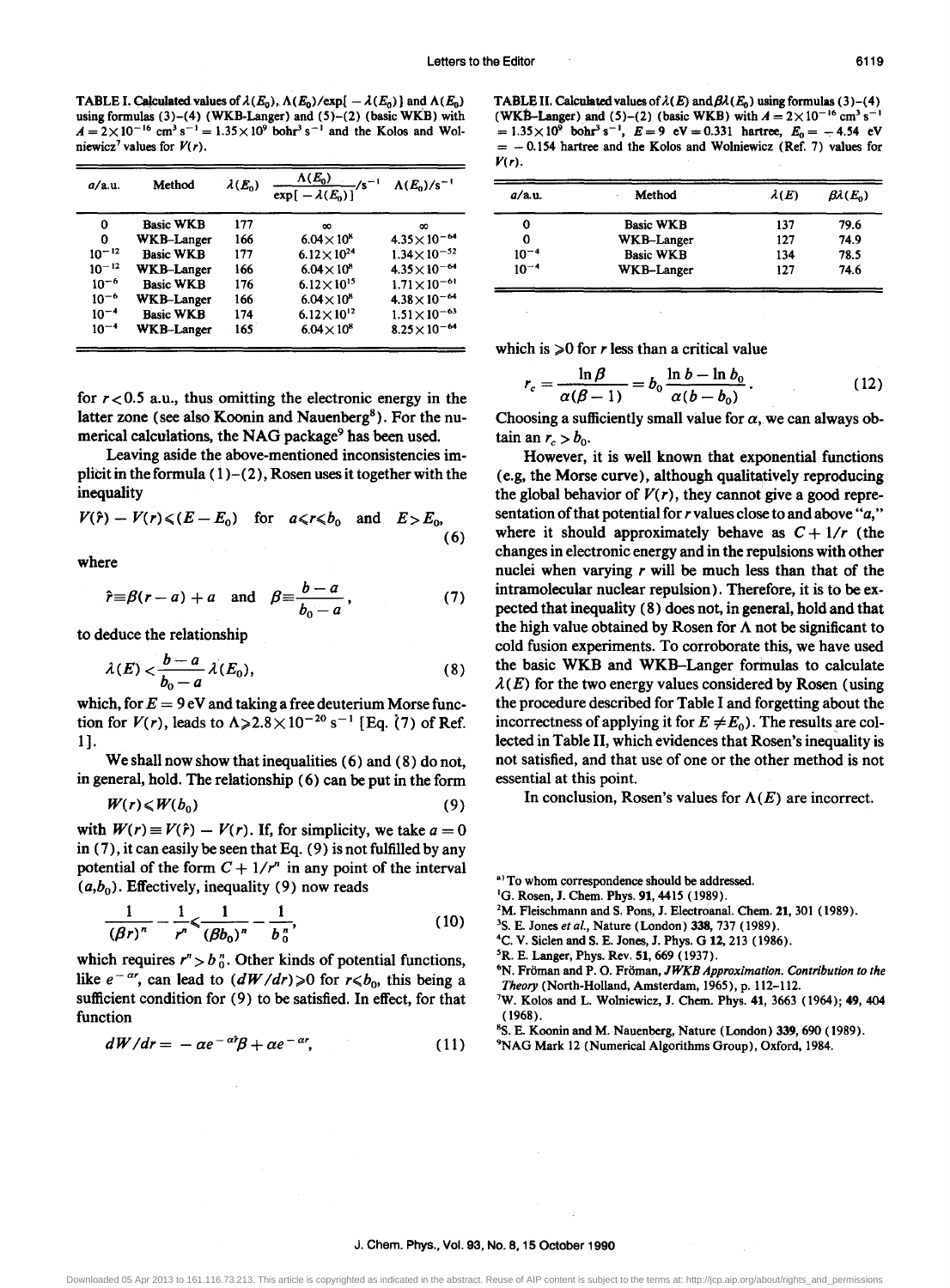TABLE I. Calculated values of $\lambda(E_0)$, $\Lambda(E_0)/\exp[-\lambda(E_0)]$ and $\Lambda(E_0)$ using formulas (3)–(4) (WKB-Langer) and (5)–(2) (basic WKB) with $A = 2\times10^{-16}$ cm$^3$ s$^{-1}$ = $1.35\times10^9$ bohr$^3$ s$^{-1}$ and the Kolos and Wolniewicz[7] values for $V(r)$.

| $a$/a.u. | Method | $\lambda(E_0)$ | $\dfrac{\Lambda(E_0)}{\exp[-\lambda(E_0)]}$/s$^{-1}$ | $\Lambda(E_0)$/s$^{-1}$ |
|---|---|---|---|---|
| 0 | Basic WKB | 177 | $\infty$ | $\infty$ |
| 0 | WKB–Langer | 166 | $6.04\times10^8$ | $4.35\times10^{-64}$ |
| $10^{-12}$ | Basic WKB | 177 | $6.12\times10^{24}$ | $1.34\times10^{-52}$ |
| $10^{-12}$ | WKB–Langer | 166 | $6.04\times10^8$ | $4.35\times10^{-64}$ |
| $10^{-6}$ | Basic WKB | 176 | $6.12\times10^{15}$ | $1.71\times10^{-61}$ |
| $10^{-6}$ | WKB–Langer | 166 | $6.04\times10^8$ | $4.38\times10^{-64}$ |
| $10^{-4}$ | Basic WKB | 174 | $6.12\times10^{12}$ | $1.51\times10^{-63}$ |
| $10^{-4}$ | WKB–Langer | 165 | $6.04\times10^8$ | $8.25\times10^{-64}$ |

for $r<0.5$ a.u., thus omitting the electronic energy in the latter zone (see also Koonin and Nauenberg[8]). For the numerical calculations, the NAG package[9] has been used.

Leaving aside the above-mentioned inconsistencies implicit in the formula (1)–(2), Rosen uses it together with the inequality

$$V(\hat{r}) - V(r) \leqslant (E - E_0) \quad \text{for} \quad a \leqslant r \leqslant b_0 \quad \text{and} \quad E > E_0, \tag{6}$$

where

$$\hat{r} \equiv \beta(r-a) + a \quad \text{and} \quad \beta \equiv \frac{b-a}{b_0-a}, \tag{7}$$

to deduce the relationship

$$\lambda(E) < \frac{b-a}{b_0-a}\lambda(E_0), \tag{8}$$

which, for $E = 9$ eV and taking a free deuterium Morse function for $V(r)$, leads to $\Lambda \geqslant 2.8\times10^{-20}$ s$^{-1}$ [Eq. (7) of Ref. 1].

We shall now show that inequalities (6) and (8) do not, in general, hold. The relationship (6) can be put in the form

$$W(r) \leqslant W(b_0) \tag{9}$$

with $W(r) \equiv V(\hat{r}) - V(r)$. If, for simplicity, we take $a = 0$ in (7), it can easily be seen that Eq. (9) is not fulfilled by any potential of the form $C + 1/r^n$ in any point of the interval $(a, b_0)$. Effectively, inequality (9) now reads

$$\frac{1}{(\beta r)^n} - \frac{1}{r^n} \leqslant \frac{1}{(\beta b_0)^n} - \frac{1}{b_0^n}, \tag{10}$$

which requires $r^n > b_0^n$. Other kinds of potential functions, like $e^{-\alpha r}$, can lead to $(dW/dr) \geqslant 0$ for $r \leqslant b_0$, this being a sufficient condition for (9) to be satisfied. In effect, for that function

$$dW/dr = -\alpha e^{-\alpha \hat{r}}\beta + \alpha e^{-\alpha r}, \tag{11}$$

TABLE II. Calculated values of $\lambda(E)$ and $\beta\lambda(E_0)$ using formulas (3)–(4) (WKB–Langer) and (5)–(2) (basic WKB) with $A = 2\times10^{-16}$ cm$^3$ s$^{-1}$ = $1.35\times10^9$ bohr$^3$ s$^{-1}$, $E = 9$ eV = 0.331 hartree, $E_0 = -4.54$ eV = $-0.154$ hartree and the Kolos and Wolniewicz (Ref. 7) values for $V(r)$.

| $a$/a.u. | Method | $\lambda(E)$ | $\beta\lambda(E_0)$ |
|---|---|---|---|
| 0 | Basic WKB | 137 | 79.6 |
| 0 | WKB–Langer | 127 | 74.9 |
| $10^{-4}$ | Basic WKB | 134 | 78.5 |
| $10^{-4}$ | WKB–Langer | 127 | 74.6 |

which is $\geqslant 0$ for $r$ less than a critical value

$$r_c = \frac{\ln \beta}{\alpha(\beta - 1)} = b_0 \frac{\ln b - \ln b_0}{\alpha(b - b_0)}. \tag{12}$$

Choosing a sufficiently small value for $\alpha$, we can always obtain an $r_c > b_0$.

However, it is well known that exponential functions (e.g, the Morse curve), although qualitatively reproducing the global behavior of $V(r)$, they cannot give a good representation of that potential for $r$ values close to and above "$a$," where it should approximately behave as $C + 1/r$ (the changes in electronic energy and in the repulsions with other nuclei when varying $r$ will be much less than that of the intramolecular nuclear repulsion). Therefore, it is to be expected that inequality (8) does not, in general, hold and that the high value obtained by Rosen for $\Lambda$ not be significant to cold fusion experiments. To corroborate this, we have used the basic WKB and WKB–Langer formulas to calculate $\lambda(E)$ for the two energy values considered by Rosen (using the procedure described for Table I and forgetting about the incorrectness of applying it for $E \neq E_0$). The results are collected in Table II, which evidences that Rosen's inequality is not satisfied, and that use of one or the other method is not essential at this point.

In conclusion, Rosen's values for $\Lambda(E)$ are incorrect.

[a] To whom correspondence should be addressed.

[1] G. Rosen, J. Chem. Phys. **91**, 4415 (1989).

[2] M. Fleischmann and S. Pons, J. Electroanal. Chem. **21**, 301 (1989).

[3] S. E. Jones *et al.*, Nature (London) **338**, 737 (1989).

[4] C. V. Siclen and S. E. Jones, J. Phys. G **12**, 213 (1986).

[5] R. E. Langer, Phys. Rev. **51**, 669 (1937).

[6] N. Fröman and P. O. Fröman, *JWKB Approximation. Contribution to the Theory* (North-Holland, Amsterdam, 1965), p. 112–112.

[7] W. Kolos and L. Wolniewicz, J. Chem. Phys. **41**, 3663 (1964); **49**, 404 (1968).

[8] S. E. Koonin and M. Nauenberg, Nature (London) **339**, 690 (1989).

[9] NAG Mark 12 (Numerical Algorithms Group), Oxford, 1984.